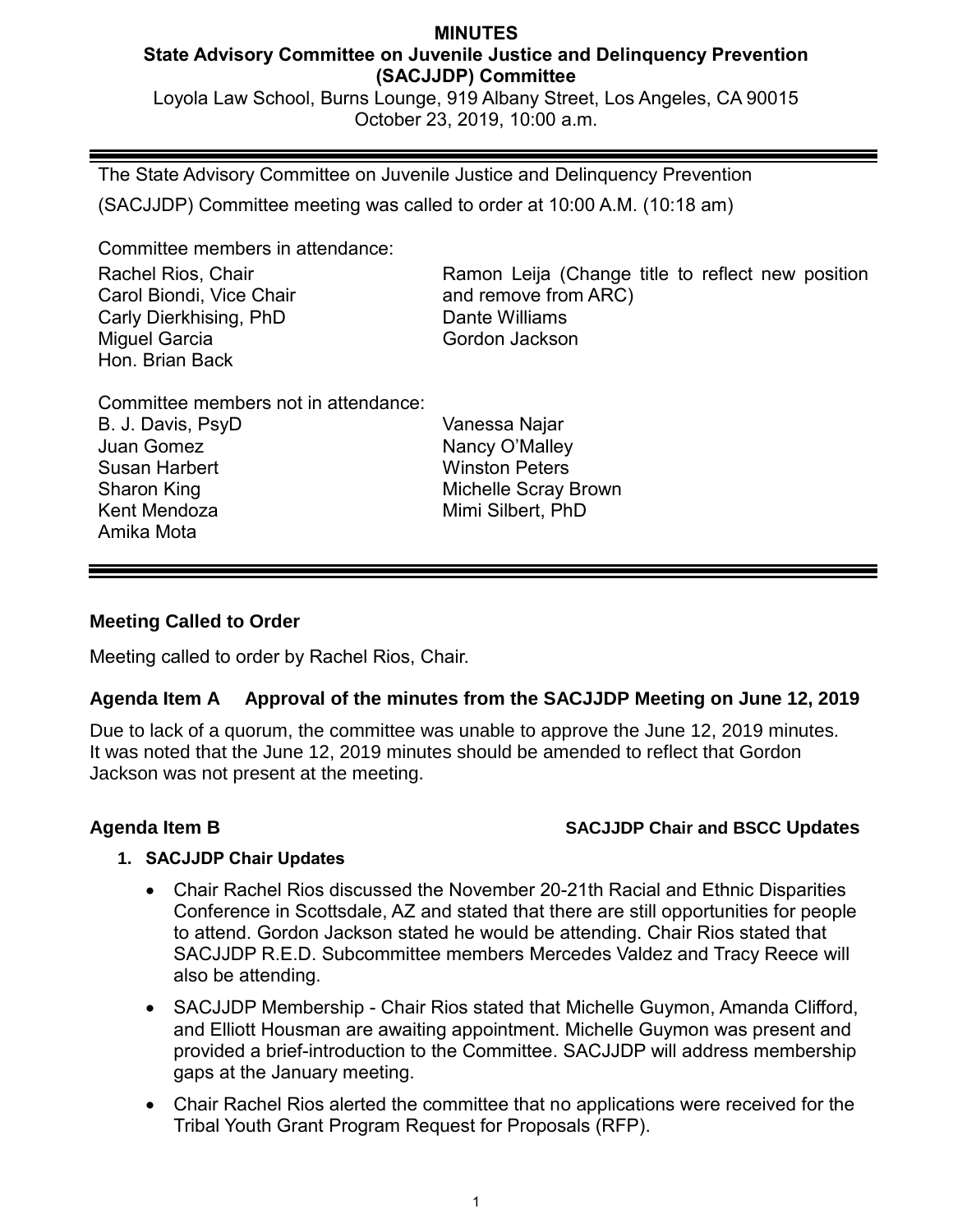# MINUTES

## State Advisory Committee on Juvenile Justice and Delinquency Prevention (SACJJDP) Committee

Loyola Law School, Burns Lounge, 919 Albany Street, Los Angeles, CA 90015
October 23, 2019, 10:00 a.m.

---

The State Advisory Committee on Juvenile Justice and Delinquency Prevention (SACJJDP) Committee meeting was called to order at 10:00 A.M. (10:18 am)

Committee members in attendance:

Rachel Rios, Chair
Carol Biondi, Vice Chair
Carly Dierkhising, PhD
Miguel Garcia
Hon. Brian Back
Ramon Leija (Change title to reflect new position and remove from ARC)
Dante Williams
Gordon Jackson

Committee members not in attendance:

B. J. Davis, PsyD
Juan Gomez
Susan Harbert
Sharon King
Kent Mendoza
Amika Mota
Vanessa Najar
Nancy O'Malley
Winston Peters
Michelle Scray Brown
Mimi Silbert, PhD

---

### Meeting Called to Order

Meeting called to order by Rachel Rios, Chair.

### Agenda Item A Approval of the minutes from the SACJJDP Meeting on June 12, 2019

Due to lack of a quorum, the committee was unable to approve the June 12, 2019 minutes. It was noted that the June 12, 2019 minutes should be amended to reflect that Gordon Jackson was not present at the meeting.

### Agenda Item B SACJJDP Chair and BSCC Updates

**1. SACJJDP Chair Updates**

- Chair Rachel Rios discussed the November 20-21th Racial and Ethnic Disparities Conference in Scottsdale, AZ and stated that there are still opportunities for people to attend. Gordon Jackson stated he would be attending. Chair Rios stated that SACJJDP R.E.D. Subcommittee members Mercedes Valdez and Tracy Reece will also be attending.
- SACJJDP Membership - Chair Rios stated that Michelle Guymon, Amanda Clifford, and Elliott Housman are awaiting appointment. Michelle Guymon was present and provided a brief-introduction to the Committee. SACJJDP will address membership gaps at the January meeting.
- Chair Rachel Rios alerted the committee that no applications were received for the Tribal Youth Grant Program Request for Proposals (RFP).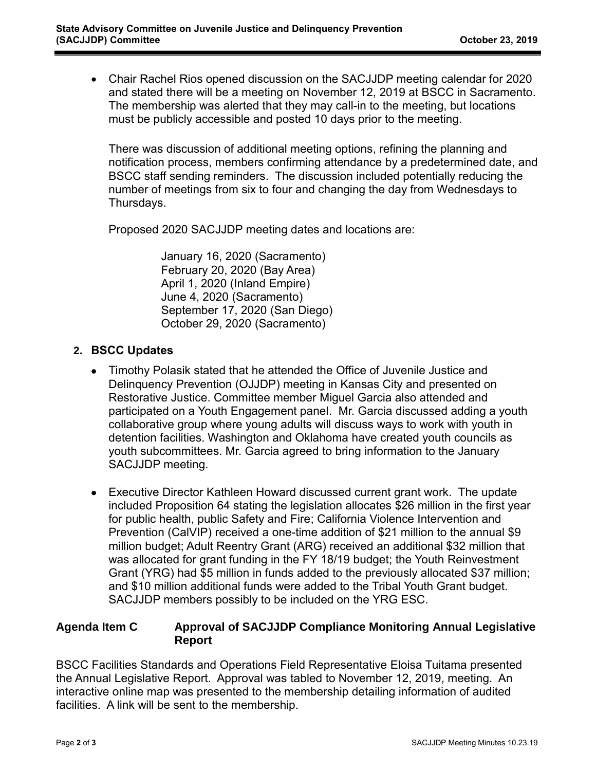- Chair Rachel Rios opened discussion on the SACJJDP meeting calendar for 2020 and stated there will be a meeting on November 12, 2019 at BSCC in Sacramento. The membership was alerted that they may call-in to the meeting, but locations must be publicly accessible and posted 10 days prior to the meeting.

  There was discussion of additional meeting options, refining the planning and notification process, members confirming attendance by a predetermined date, and BSCC staff sending reminders. The discussion included potentially reducing the number of meetings from six to four and changing the day from Wednesdays to Thursdays.

  Proposed 2020 SACJJDP meeting dates and locations are:

  January 16, 2020 (Sacramento)
  February 20, 2020 (Bay Area)
  April 1, 2020 (Inland Empire)
  June 4, 2020 (Sacramento)
  September 17, 2020 (San Diego)
  October 29, 2020 (Sacramento)

**2. BSCC Updates**

- Timothy Polasik stated that he attended the Office of Juvenile Justice and Delinquency Prevention (OJJDP) meeting in Kansas City and presented on Restorative Justice. Committee member Miguel Garcia also attended and participated on a Youth Engagement panel. Mr. Garcia discussed adding a youth collaborative group where young adults will discuss ways to work with youth in detention facilities. Washington and Oklahoma have created youth councils as youth subcommittees. Mr. Garcia agreed to bring information to the January SACJJDP meeting.

- Executive Director Kathleen Howard discussed current grant work. The update included Proposition 64 stating the legislation allocates $26 million in the first year for public health, public Safety and Fire; California Violence Intervention and Prevention (CalVIP) received a one-time addition of $21 million to the annual $9 million budget; Adult Reentry Grant (ARG) received an additional $32 million that was allocated for grant funding in the FY 18/19 budget; the Youth Reinvestment Grant (YRG) had $5 million in funds added to the previously allocated $37 million; and $10 million additional funds were added to the Tribal Youth Grant budget. SACJJDP members possibly to be included on the YRG ESC.

## Agenda Item C Approval of SACJJDP Compliance Monitoring Annual Legislative Report

BSCC Facilities Standards and Operations Field Representative Eloisa Tuitama presented the Annual Legislative Report. Approval was tabled to November 12, 2019, meeting. An interactive online map was presented to the membership detailing information of audited facilities. A link will be sent to the membership.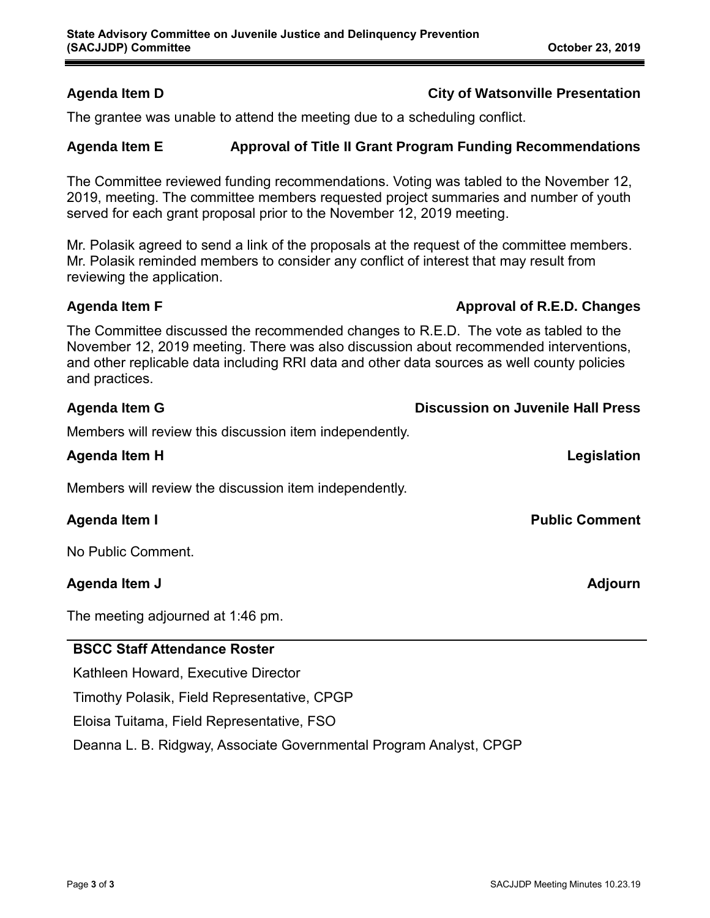## Agenda Item D — City of Watsonville Presentation

The grantee was unable to attend the meeting due to a scheduling conflict.

## Agenda Item E — Approval of Title II Grant Program Funding Recommendations

The Committee reviewed funding recommendations. Voting was tabled to the November 12, 2019, meeting. The committee members requested project summaries and number of youth served for each grant proposal prior to the November 12, 2019 meeting.

Mr. Polasik agreed to send a link of the proposals at the request of the committee members. Mr. Polasik reminded members to consider any conflict of interest that may result from reviewing the application.

## Agenda Item F — Approval of R.E.D. Changes

The Committee discussed the recommended changes to R.E.D. The vote as tabled to the November 12, 2019 meeting. There was also discussion about recommended interventions, and other replicable data including RRI data and other data sources as well county policies and practices.

## Agenda Item G — Discussion on Juvenile Hall Press

Members will review this discussion item independently.

## Agenda Item H — Legislation

Members will review the discussion item independently.

## Agenda Item I — Public Comment

No Public Comment.

## Agenda Item J — Adjourn

The meeting adjourned at 1:46 pm.

---

**BSCC Staff Attendance Roster**

Kathleen Howard, Executive Director

Timothy Polasik, Field Representative, CPGP

Eloisa Tuitama, Field Representative, FSO

Deanna L. B. Ridgway, Associate Governmental Program Analyst, CPGP